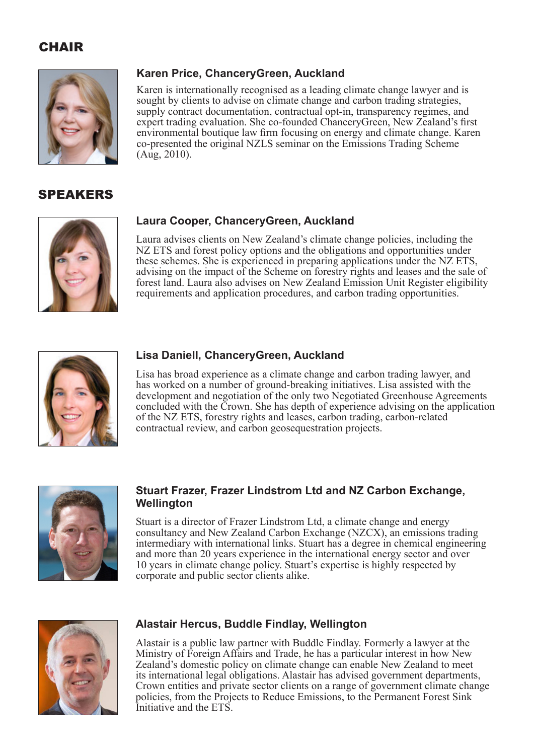## CHAIR

### Karen Price, ChanceryGreen, Auckland

Karen is internationally recognised as a leading climate change lawyer and is sought by clients to advise on climate change and carbon trading strategies, supply contract documentation, contractual opt-in, transparency regimes, and expert trading evaluation. She co-founded ChanceryGreen, New Zealand's first environmental boutique law firm focusing on energy and climate change. Karen co-presented the original NZLS seminar on the Emissions Trading Scheme (Aug, 2010).

## SPEAKERS

### Laura Cooper, ChanceryGreen, Auckland

Laura advises clients on New Zealand's climate change policies, including the NZ ETS and forest policy options and the obligations and opportunities under these schemes. She is experienced in preparing applications under the NZ ETS, advising on the impact of the Scheme on forestry rights and leases and the sale of forest land. Laura also advises on New Zealand Emission Unit Register eligibility requirements and application procedures, and carbon trading opportunities.

### Lisa Daniell, ChanceryGreen, Auckland

Lisa has broad experience as a climate change and carbon trading lawyer, and has worked on a number of ground-breaking initiatives. Lisa assisted with the development and negotiation of the only two Negotiated Greenhouse Agreements concluded with the Crown. She has depth of experience advising on the application of the NZ ETS, forestry rights and leases, carbon trading, carbon-related contractual review, and carbon geosequestration projects.

### Stuart Frazer, Frazer Lindstrom Ltd and NZ Carbon Exchange, Wellington

Stuart is a director of Frazer Lindstrom Ltd, a climate change and energy consultancy and New Zealand Carbon Exchange (NZCX), an emissions trading intermediary with international links. Stuart has a degree in chemical engineering and more than 20 years experience in the international energy sector and over 10 years in climate change policy. Stuart's expertise is highly respected by corporate and public sector clients alike.

### Alastair Hercus, Buddle Findlay, Wellington

Alastair is a public law partner with Buddle Findlay. Formerly a lawyer at the Ministry of Foreign Affairs and Trade, he has a particular interest in how New Zealand's domestic policy on climate change can enable New Zealand to meet its international legal obligations. Alastair has advised government departments, Crown entities and private sector clients on a range of government climate change policies, from the Projects to Reduce Emissions, to the Permanent Forest Sink Initiative and the ETS.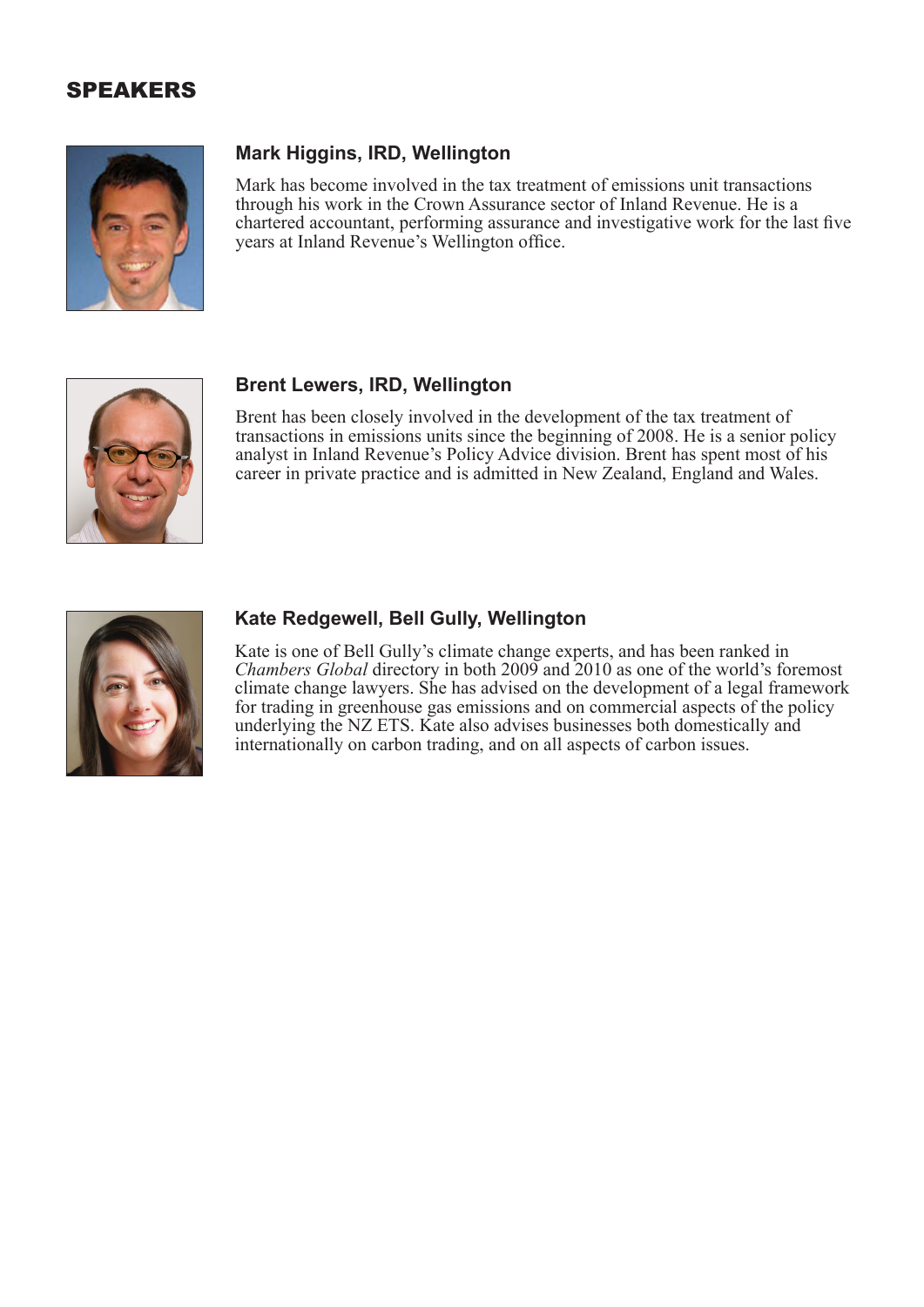## SPEAKERS

### Mark Higgins, IRD, Wellington

Mark has become involved in the tax treatment of emissions unit transactions through his work in the Crown Assurance sector of Inland Revenue. He is a chartered accountant, performing assurance and investigative work for the last five years at Inland Revenue's Wellington office.

### Brent Lewers, IRD, Wellington

Brent has been closely involved in the development of the tax treatment of transactions in emissions units since the beginning of 2008. He is a senior policy analyst in Inland Revenue's Policy Advice division. Brent has spent most of his career in private practice and is admitted in New Zealand, England and Wales.

### Kate Redgewell, Bell Gully, Wellington

Kate is one of Bell Gully's climate change experts, and has been ranked in *Chambers Global* directory in both 2009 and 2010 as one of the world's foremost climate change lawyers. She has advised on the development of a legal framework for trading in greenhouse gas emissions and on commercial aspects of the policy underlying the NZ ETS. Kate also advises businesses both domestically and internationally on carbon trading, and on all aspects of carbon issues.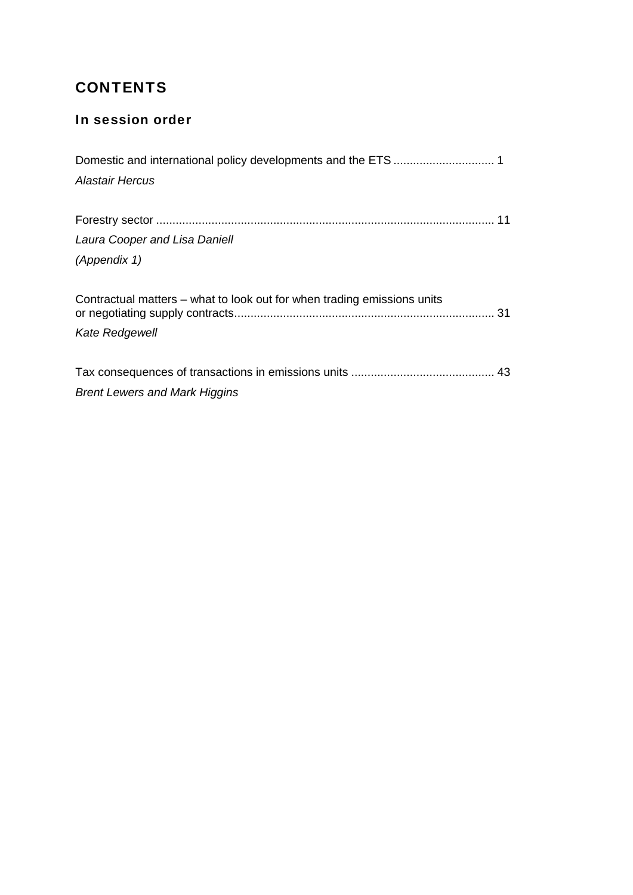# CONTENTS

## In session order

Domestic and international policy developments and the ETS ............................... 1
*Alastair Hercus*

Forestry sector ........................................................................................................ 11
*Laura Cooper and Lisa Daniell*
*(Appendix 1)*

Contractual matters – what to look out for when trading emissions units or negotiating supply contracts................................................................................ 31
*Kate Redgewell*

Tax consequences of transactions in emissions units ............................................ 43
*Brent Lewers and Mark Higgins*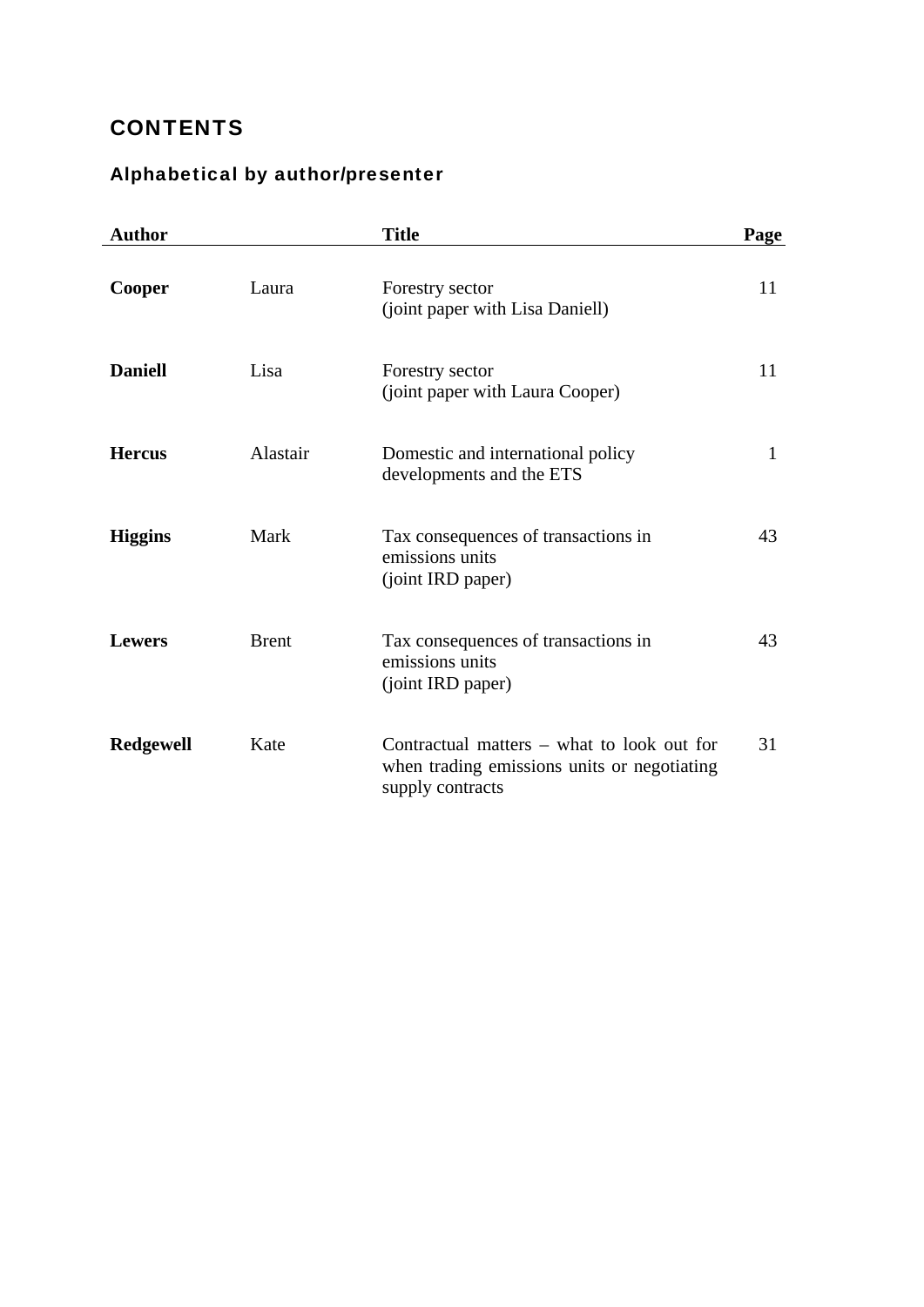## CONTENTS

### Alphabetical by author/presenter

| Author | | Title | Page |
|---|---|---|---|
| **Cooper** | Laura | Forestry sector (joint paper with Lisa Daniell) | 11 |
| **Daniell** | Lisa | Forestry sector (joint paper with Laura Cooper) | 11 |
| **Hercus** | Alastair | Domestic and international policy developments and the ETS | 1 |
| **Higgins** | Mark | Tax consequences of transactions in emissions units (joint IRD paper) | 43 |
| **Lewers** | Brent | Tax consequences of transactions in emissions units (joint IRD paper) | 43 |
| **Redgewell** | Kate | Contractual matters – what to look out for when trading emissions units or negotiating supply contracts | 31 |